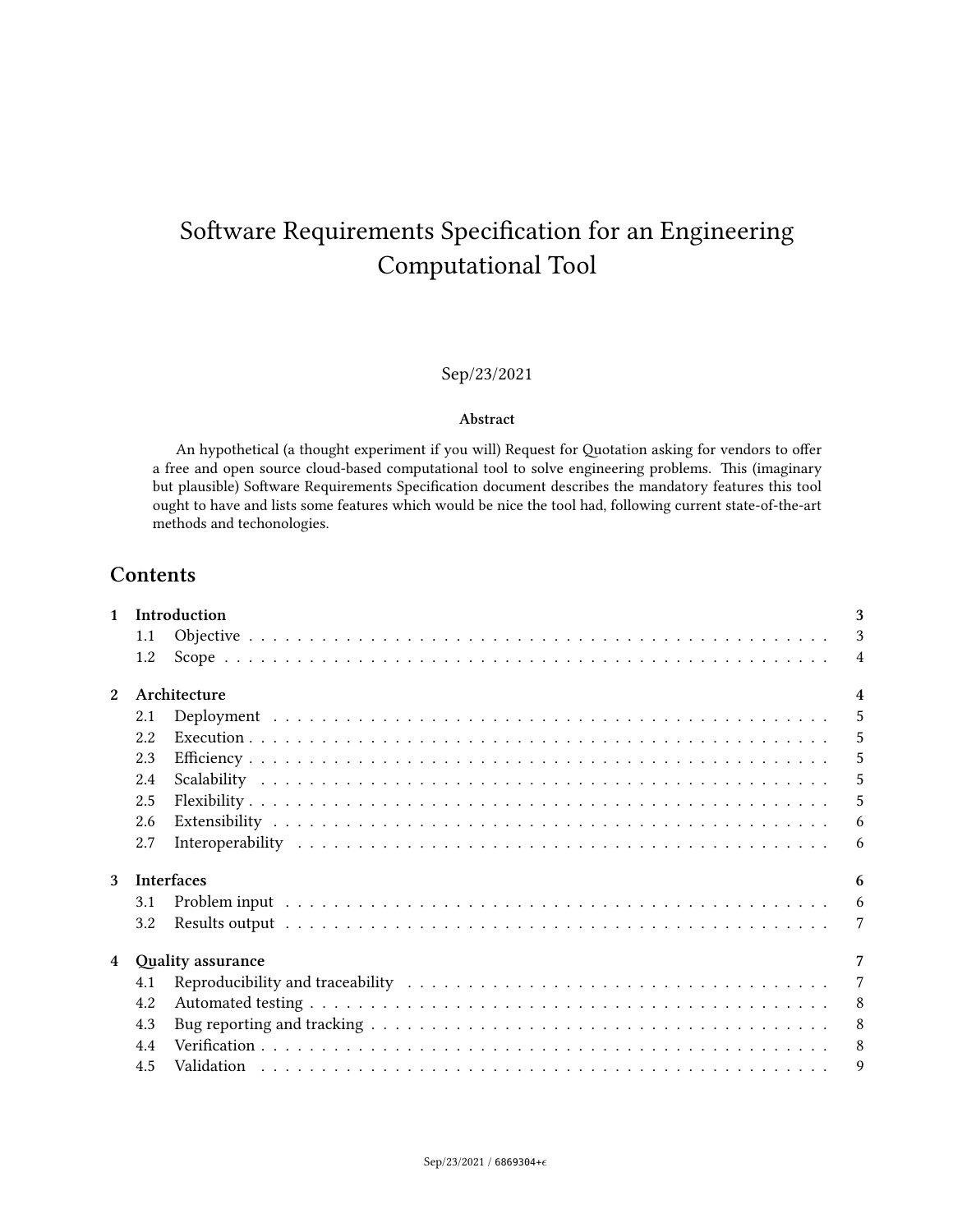# Software Requirements Specification for an Engineering Computational Tool

Sep/23/2021

**Abstract**

An hypothetical (a thought experiment if you will) Request for Quotation asking for vendors to offer a free and open source cloud-based computational tool to solve engineering problems. This (imaginary but plausible) Software Requirements Specification document describes the mandatory features this tool ought to have and lists some features which would be nice the tool had, following current state-of-the-art methods and techonologies.

## Contents

- **1 Introduction** — 3
  - 1.1 Objective — 3
  - 1.2 Scope — 4
- **2 Architecture** — 4
  - 2.1 Deployment — 5
  - 2.2 Execution — 5
  - 2.3 Efficiency — 5
  - 2.4 Scalability — 5
  - 2.5 Flexibility — 5
  - 2.6 Extensibility — 6
  - 2.7 Interoperability — 6
- **3 Interfaces** — 6
  - 3.1 Problem input — 6
  - 3.2 Results output — 7
- **4 Quality assurance** — 7
  - 4.1 Reproducibility and traceability — 7
  - 4.2 Automated testing — 8
  - 4.3 Bug reporting and tracking — 8
  - 4.4 Verification — 8
  - 4.5 Validation — 9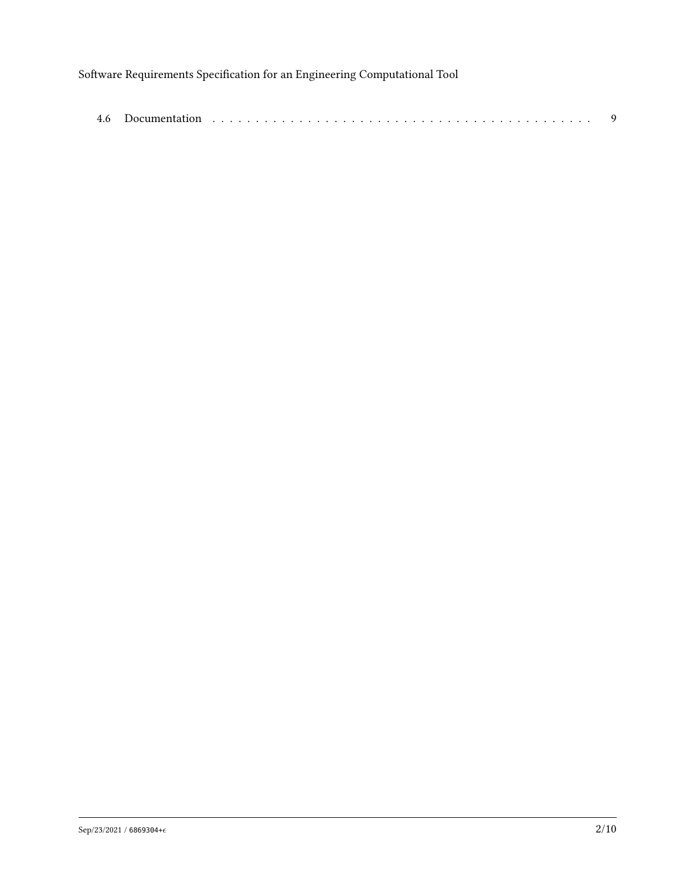4.6 Documentation . . . . . . . . . . . . . . . . . . . . . . . . . . . . . . . . . . . . . . . . . 9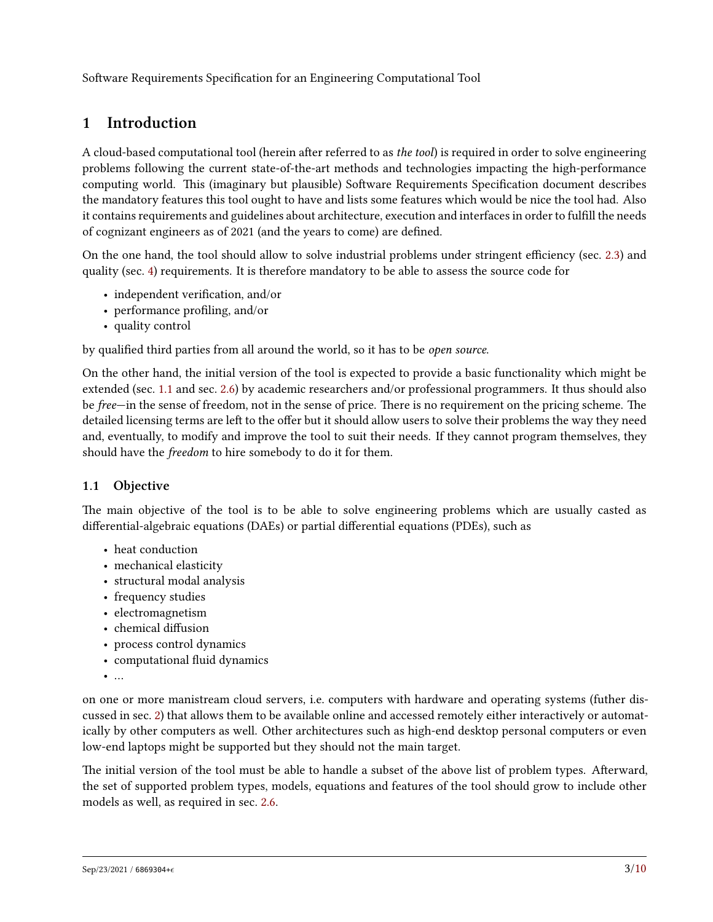# 1 Introduction

A cloud-based computational tool (herein after referred to as *the tool*) is required in order to solve engineering problems following the current state-of-the-art methods and technologies impacting the high-performance computing world. This (imaginary but plausible) Software Requirements Specification document describes the mandatory features this tool ought to have and lists some features which would be nice the tool had. Also it contains requirements and guidelines about architecture, execution and interfaces in order to fulfill the needs of cognizant engineers as of 2021 (and the years to come) are defined.

On the one hand, the tool should allow to solve industrial problems under stringent efficiency (sec. 2.3) and quality (sec. 4) requirements. It is therefore mandatory to be able to assess the source code for

- independent verification, and/or
- performance profiling, and/or
- quality control

by qualified third parties from all around the world, so it has to be *open source*.

On the other hand, the initial version of the tool is expected to provide a basic functionality which might be extended (sec. 1.1 and sec. 2.6) by academic researchers and/or professional programmers. It thus should also be *free*—in the sense of freedom, not in the sense of price. There is no requirement on the pricing scheme. The detailed licensing terms are left to the offer but it should allow users to solve their problems the way they need and, eventually, to modify and improve the tool to suit their needs. If they cannot program themselves, they should have the *freedom* to hire somebody to do it for them.

## 1.1 Objective

The main objective of the tool is to be able to solve engineering problems which are usually casted as differential-algebraic equations (DAEs) or partial differential equations (PDEs), such as

- heat conduction
- mechanical elasticity
- structural modal analysis
- frequency studies
- electromagnetism
- chemical diffusion
- process control dynamics
- computational fluid dynamics
- …

on one or more manistream cloud servers, i.e. computers with hardware and operating systems (futher discussed in sec. 2) that allows them to be available online and accessed remotely either interactively or automatically by other computers as well. Other architectures such as high-end desktop personal computers or even low-end laptops might be supported but they should not the main target.

The initial version of the tool must be able to handle a subset of the above list of problem types. Afterward, the set of supported problem types, models, equations and features of the tool should grow to include other models as well, as required in sec. 2.6.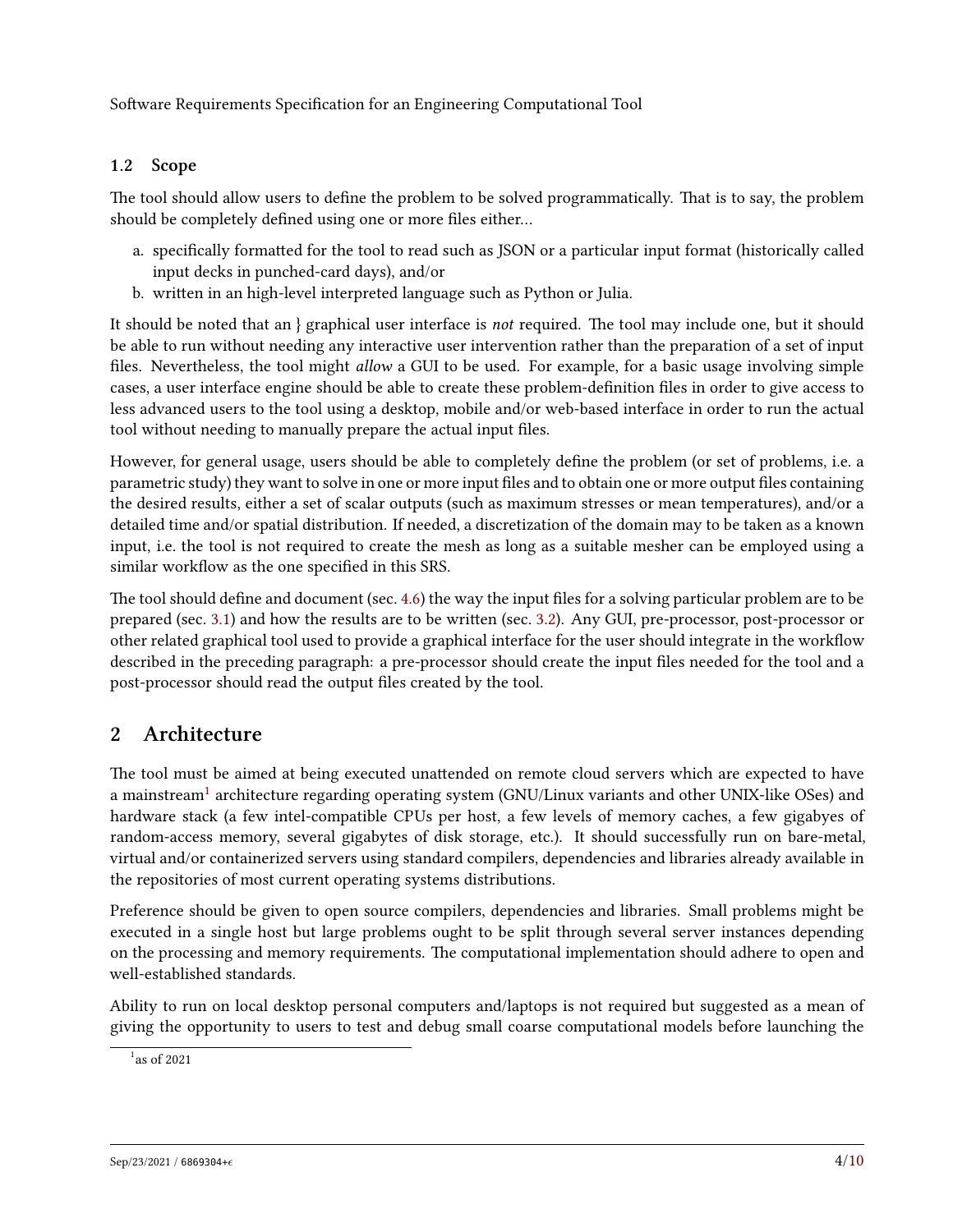### 1.2 Scope

The tool should allow users to define the problem to be solved programmatically. That is to say, the problem should be completely defined using one or more files either…

a. specifically formatted for the tool to read such as JSON or a particular input format (historically called input decks in punched-card days), and/or
b. written in an high-level interpreted language such as Python or Julia.

It should be noted that an } graphical user interface is *not* required. The tool may include one, but it should be able to run without needing any interactive user intervention rather than the preparation of a set of input files. Nevertheless, the tool might *allow* a GUI to be used. For example, for a basic usage involving simple cases, a user interface engine should be able to create these problem-definition files in order to give access to less advanced users to the tool using a desktop, mobile and/or web-based interface in order to run the actual tool without needing to manually prepare the actual input files.

However, for general usage, users should be able to completely define the problem (or set of problems, i.e. a parametric study) they want to solve in one or more input files and to obtain one or more output files containing the desired results, either a set of scalar outputs (such as maximum stresses or mean temperatures), and/or a detailed time and/or spatial distribution. If needed, a discretization of the domain may to be taken as a known input, i.e. the tool is not required to create the mesh as long as a suitable mesher can be employed using a similar workflow as the one specified in this SRS.

The tool should define and document (sec. 4.6) the way the input files for a solving particular problem are to be prepared (sec. 3.1) and how the results are to be written (sec. 3.2). Any GUI, pre-processor, post-processor or other related graphical tool used to provide a graphical interface for the user should integrate in the workflow described in the preceding paragraph: a pre-processor should create the input files needed for the tool and a post-processor should read the output files created by the tool.

## 2 Architecture

The tool must be aimed at being executed unattended on remote cloud servers which are expected to have a mainstream[1] architecture regarding operating system (GNU/Linux variants and other UNIX-like OSes) and hardware stack (a few intel-compatible CPUs per host, a few levels of memory caches, a few gigabyes of random-access memory, several gigabytes of disk storage, etc.). It should successfully run on bare-metal, virtual and/or containerized servers using standard compilers, dependencies and libraries already available in the repositories of most current operating systems distributions.

Preference should be given to open source compilers, dependencies and libraries. Small problems might be executed in a single host but large problems ought to be split through several server instances depending on the processing and memory requirements. The computational implementation should adhere to open and well-established standards.

Ability to run on local desktop personal computers and/laptops is not required but suggested as a mean of giving the opportunity to users to test and debug small coarse computational models before launching the

[1] as of 2021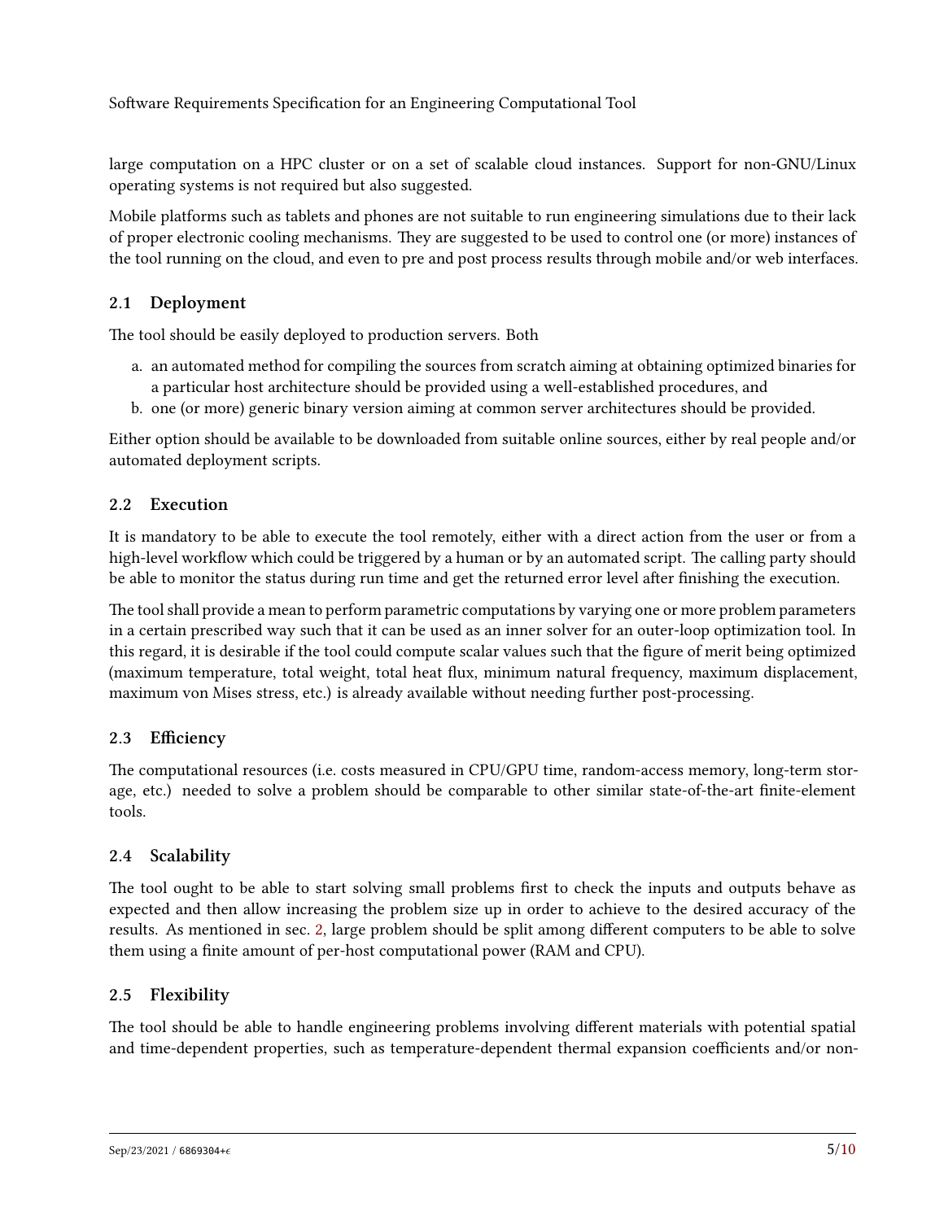large computation on a HPC cluster or on a set of scalable cloud instances. Support for non-GNU/Linux operating systems is not required but also suggested.

Mobile platforms such as tablets and phones are not suitable to run engineering simulations due to their lack of proper electronic cooling mechanisms. They are suggested to be used to control one (or more) instances of the tool running on the cloud, and even to pre and post process results through mobile and/or web interfaces.

## 2.1 Deployment

The tool should be easily deployed to production servers. Both

a. an automated method for compiling the sources from scratch aiming at obtaining optimized binaries for a particular host architecture should be provided using a well-established procedures, and
b. one (or more) generic binary version aiming at common server architectures should be provided.

Either option should be available to be downloaded from suitable online sources, either by real people and/or automated deployment scripts.

## 2.2 Execution

It is mandatory to be able to execute the tool remotely, either with a direct action from the user or from a high-level workflow which could be triggered by a human or by an automated script. The calling party should be able to monitor the status during run time and get the returned error level after finishing the execution.

The tool shall provide a mean to perform parametric computations by varying one or more problem parameters in a certain prescribed way such that it can be used as an inner solver for an outer-loop optimization tool. In this regard, it is desirable if the tool could compute scalar values such that the figure of merit being optimized (maximum temperature, total weight, total heat flux, minimum natural frequency, maximum displacement, maximum von Mises stress, etc.) is already available without needing further post-processing.

## 2.3 Efficiency

The computational resources (i.e. costs measured in CPU/GPU time, random-access memory, long-term storage, etc.) needed to solve a problem should be comparable to other similar state-of-the-art finite-element tools.

## 2.4 Scalability

The tool ought to be able to start solving small problems first to check the inputs and outputs behave as expected and then allow increasing the problem size up in order to achieve to the desired accuracy of the results. As mentioned in sec. 2, large problem should be split among different computers to be able to solve them using a finite amount of per-host computational power (RAM and CPU).

## 2.5 Flexibility

The tool should be able to handle engineering problems involving different materials with potential spatial and time-dependent properties, such as temperature-dependent thermal expansion coefficients and/or non-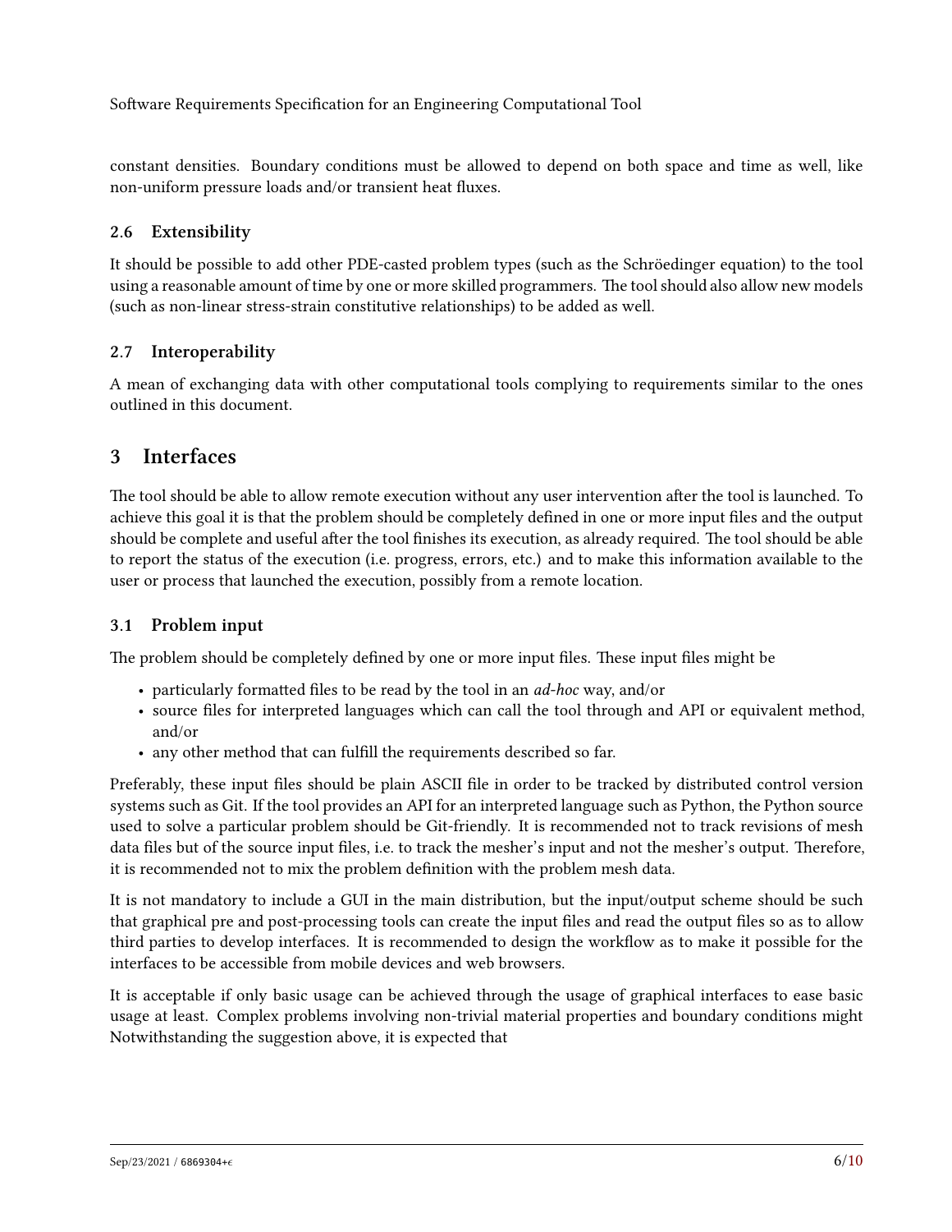constant densities. Boundary conditions must be allowed to depend on both space and time as well, like non-uniform pressure loads and/or transient heat fluxes.

### 2.6 Extensibility

It should be possible to add other PDE-casted problem types (such as the Schröedinger equation) to the tool using a reasonable amount of time by one or more skilled programmers. The tool should also allow new models (such as non-linear stress-strain constitutive relationships) to be added as well.

### 2.7 Interoperability

A mean of exchanging data with other computational tools complying to requirements similar to the ones outlined in this document.

## 3 Interfaces

The tool should be able to allow remote execution without any user intervention after the tool is launched. To achieve this goal it is that the problem should be completely defined in one or more input files and the output should be complete and useful after the tool finishes its execution, as already required. The tool should be able to report the status of the execution (i.e. progress, errors, etc.) and to make this information available to the user or process that launched the execution, possibly from a remote location.

### 3.1 Problem input

The problem should be completely defined by one or more input files. These input files might be

- particularly formatted files to be read by the tool in an *ad-hoc* way, and/or
- source files for interpreted languages which can call the tool through and API or equivalent method, and/or
- any other method that can fulfill the requirements described so far.

Preferably, these input files should be plain ASCII file in order to be tracked by distributed control version systems such as Git. If the tool provides an API for an interpreted language such as Python, the Python source used to solve a particular problem should be Git-friendly. It is recommended not to track revisions of mesh data files but of the source input files, i.e. to track the mesher's input and not the mesher's output. Therefore, it is recommended not to mix the problem definition with the problem mesh data.

It is not mandatory to include a GUI in the main distribution, but the input/output scheme should be such that graphical pre and post-processing tools can create the input files and read the output files so as to allow third parties to develop interfaces. It is recommended to design the workflow as to make it possible for the interfaces to be accessible from mobile devices and web browsers.

It is acceptable if only basic usage can be achieved through the usage of graphical interfaces to ease basic usage at least. Complex problems involving non-trivial material properties and boundary conditions might Notwithstanding the suggestion above, it is expected that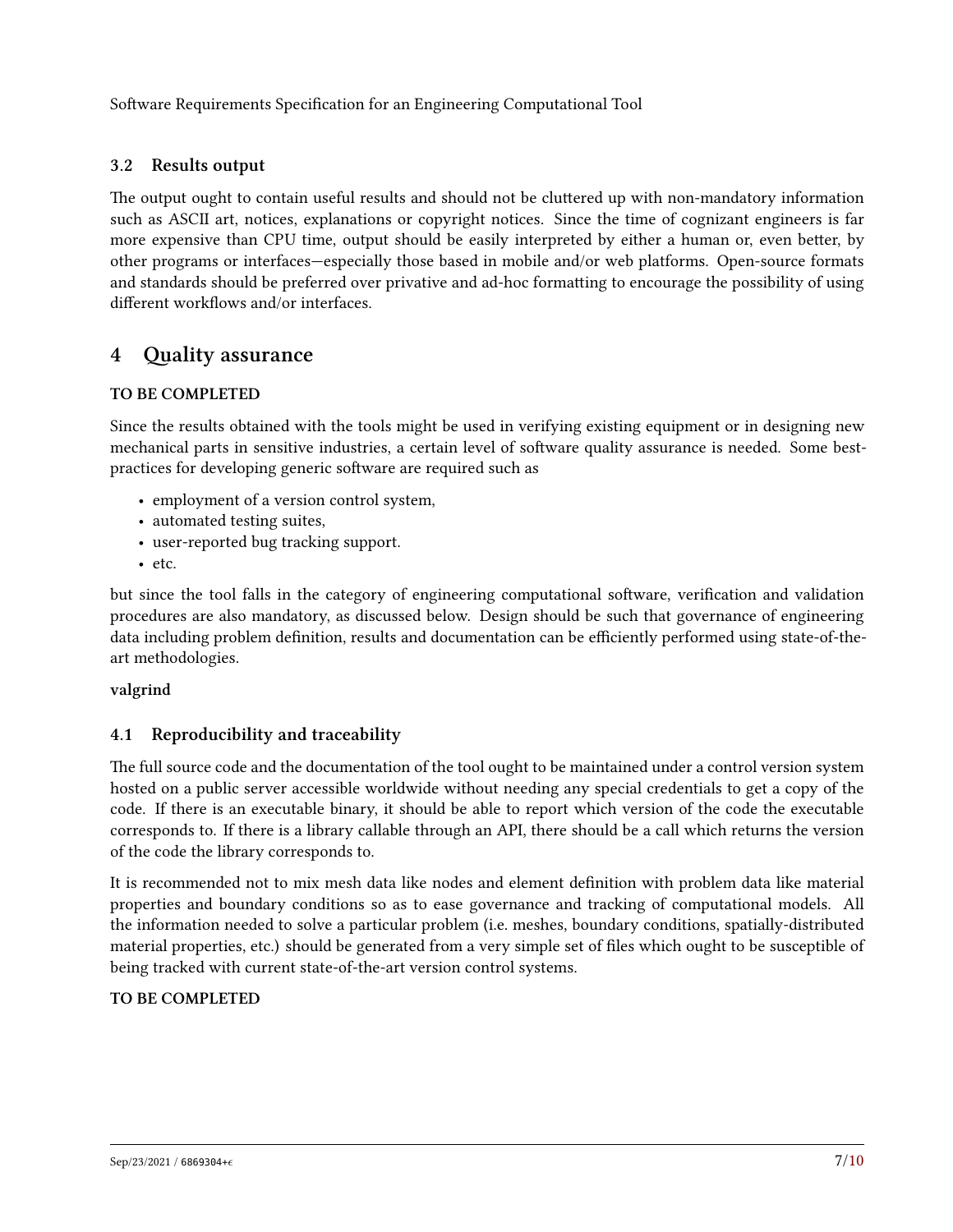### 3.2 Results output

The output ought to contain useful results and should not be cluttered up with non-mandatory information such as ASCII art, notices, explanations or copyright notices. Since the time of cognizant engineers is far more expensive than CPU time, output should be easily interpreted by either a human or, even better, by other programs or interfaces—especially those based in mobile and/or web platforms. Open-source formats and standards should be preferred over privative and ad-hoc formatting to encourage the possibility of using different workflows and/or interfaces.

## 4 Quality assurance

**TO BE COMPLETED**

Since the results obtained with the tools might be used in verifying existing equipment or in designing new mechanical parts in sensitive industries, a certain level of software quality assurance is needed. Some best-practices for developing generic software are required such as

- employment of a version control system,
- automated testing suites,
- user-reported bug tracking support.
- etc.

but since the tool falls in the category of engineering computational software, verification and validation procedures are also mandatory, as discussed below. Design should be such that governance of engineering data including problem definition, results and documentation can be efficiently performed using state-of-the-art methodologies.

**valgrind**

### 4.1 Reproducibility and traceability

The full source code and the documentation of the tool ought to be maintained under a control version system hosted on a public server accessible worldwide without needing any special credentials to get a copy of the code. If there is an executable binary, it should be able to report which version of the code the executable corresponds to. If there is a library callable through an API, there should be a call which returns the version of the code the library corresponds to.

It is recommended not to mix mesh data like nodes and element definition with problem data like material properties and boundary conditions so as to ease governance and tracking of computational models. All the information needed to solve a particular problem (i.e. meshes, boundary conditions, spatially-distributed material properties, etc.) should be generated from a very simple set of files which ought to be susceptible of being tracked with current state-of-the-art version control systems.

**TO BE COMPLETED**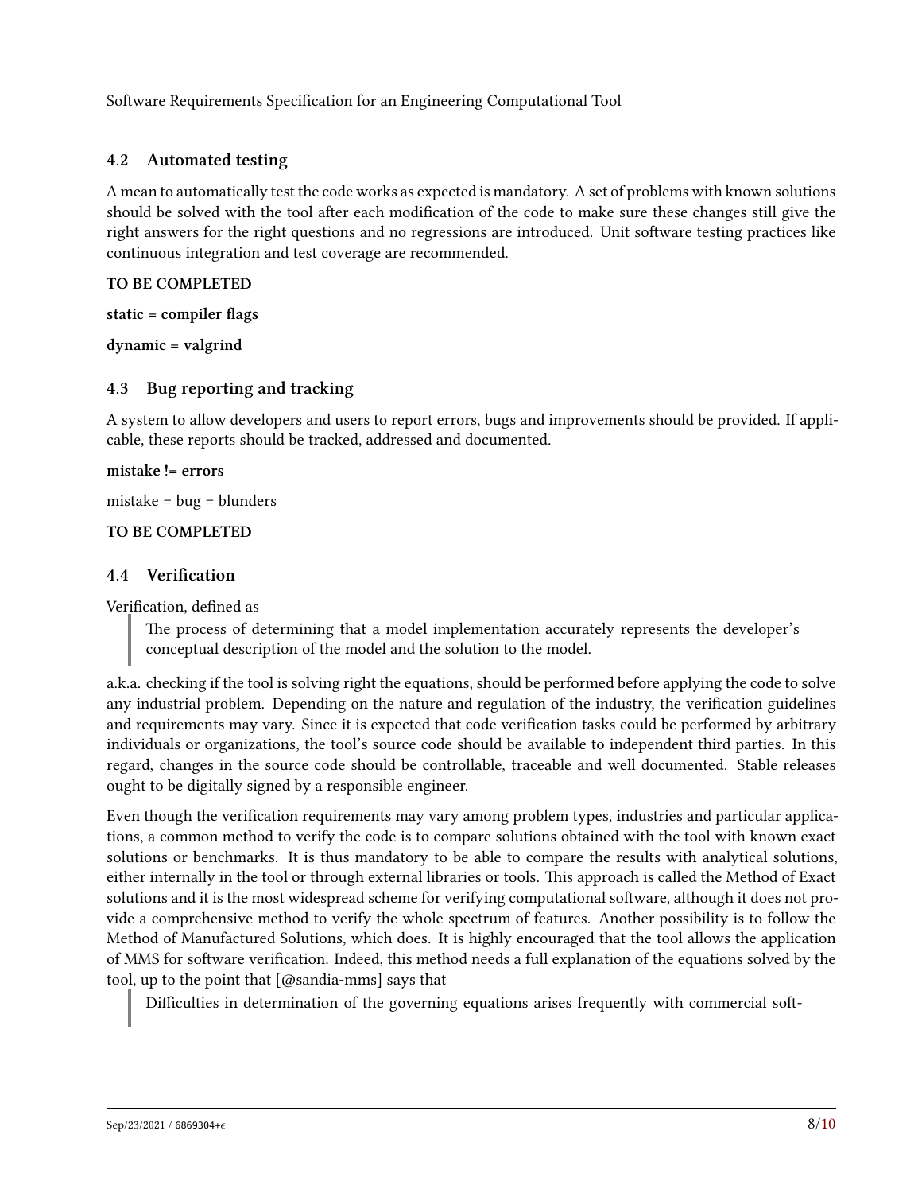## 4.2 Automated testing

A mean to automatically test the code works as expected is mandatory. A set of problems with known solutions should be solved with the tool after each modification of the code to make sure these changes still give the right answers for the right questions and no regressions are introduced. Unit software testing practices like continuous integration and test coverage are recommended.

**TO BE COMPLETED**

**static = compiler flags**

**dynamic = valgrind**

## 4.3 Bug reporting and tracking

A system to allow developers and users to report errors, bugs and improvements should be provided. If applicable, these reports should be tracked, addressed and documented.

**mistake != errors**

mistake = bug = blunders

**TO BE COMPLETED**

## 4.4 Verification

Verification, defined as

> The process of determining that a model implementation accurately represents the developer's conceptual description of the model and the solution to the model.

a.k.a. checking if the tool is solving right the equations, should be performed before applying the code to solve any industrial problem. Depending on the nature and regulation of the industry, the verification guidelines and requirements may vary. Since it is expected that code verification tasks could be performed by arbitrary individuals or organizations, the tool's source code should be available to independent third parties. In this regard, changes in the source code should be controllable, traceable and well documented. Stable releases ought to be digitally signed by a responsible engineer.

Even though the verification requirements may vary among problem types, industries and particular applications, a common method to verify the code is to compare solutions obtained with the tool with known exact solutions or benchmarks. It is thus mandatory to be able to compare the results with analytical solutions, either internally in the tool or through external libraries or tools. This approach is called the Method of Exact solutions and it is the most widespread scheme for verifying computational software, although it does not provide a comprehensive method to verify the whole spectrum of features. Another possibility is to follow the Method of Manufactured Solutions, which does. It is highly encouraged that the tool allows the application of MMS for software verification. Indeed, this method needs a full explanation of the equations solved by the tool, up to the point that [@sandia-mms] says that

> Difficulties in determination of the governing equations arises frequently with commercial soft-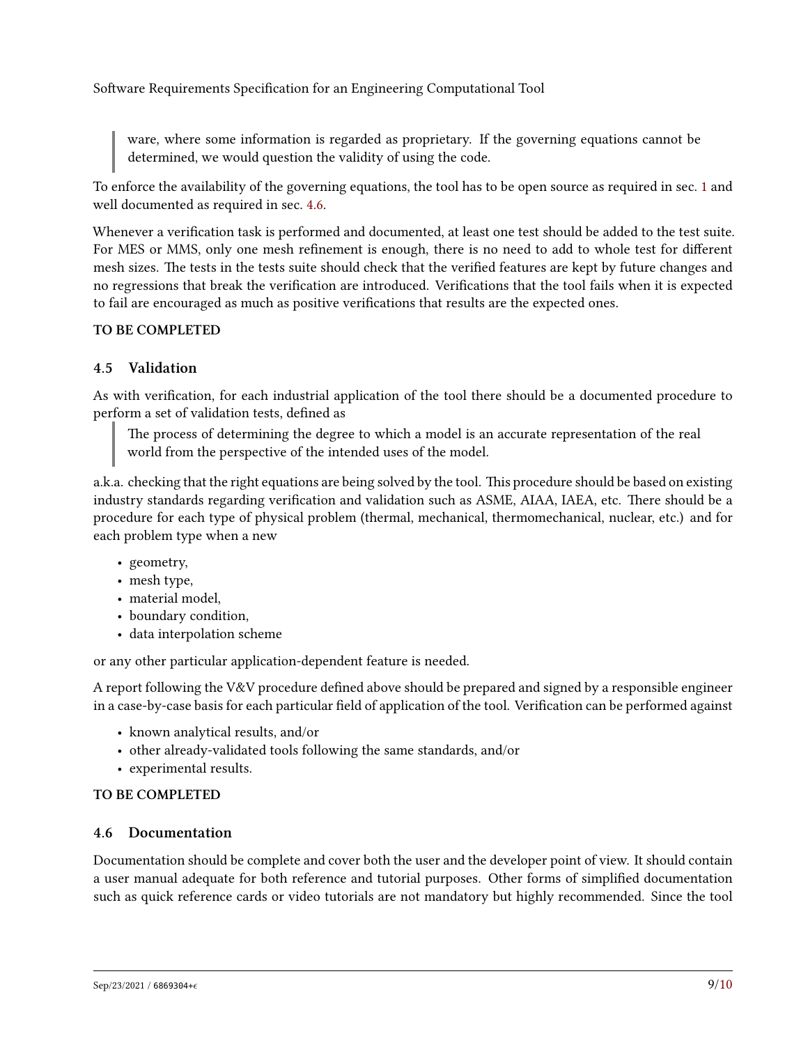> ware, where some information is regarded as proprietary. If the governing equations cannot be determined, we would question the validity of using the code.

To enforce the availability of the governing equations, the tool has to be open source as required in sec. 1 and well documented as required in sec. 4.6.

Whenever a verification task is performed and documented, at least one test should be added to the test suite. For MES or MMS, only one mesh refinement is enough, there is no need to add to whole test for different mesh sizes. The tests in the tests suite should check that the verified features are kept by future changes and no regressions that break the verification are introduced. Verifications that the tool fails when it is expected to fail are encouraged as much as positive verifications that results are the expected ones.

**TO BE COMPLETED**

## 4.5 Validation

As with verification, for each industrial application of the tool there should be a documented procedure to perform a set of validation tests, defined as

> The process of determining the degree to which a model is an accurate representation of the real world from the perspective of the intended uses of the model.

a.k.a. checking that the right equations are being solved by the tool. This procedure should be based on existing industry standards regarding verification and validation such as ASME, AIAA, IAEA, etc. There should be a procedure for each type of physical problem (thermal, mechanical, thermomechanical, nuclear, etc.) and for each problem type when a new

- geometry,
- mesh type,
- material model,
- boundary condition,
- data interpolation scheme

or any other particular application-dependent feature is needed.

A report following the V&V procedure defined above should be prepared and signed by a responsible engineer in a case-by-case basis for each particular field of application of the tool. Verification can be performed against

- known analytical results, and/or
- other already-validated tools following the same standards, and/or
- experimental results.

**TO BE COMPLETED**

## 4.6 Documentation

Documentation should be complete and cover both the user and the developer point of view. It should contain a user manual adequate for both reference and tutorial purposes. Other forms of simplified documentation such as quick reference cards or video tutorials are not mandatory but highly recommended. Since the tool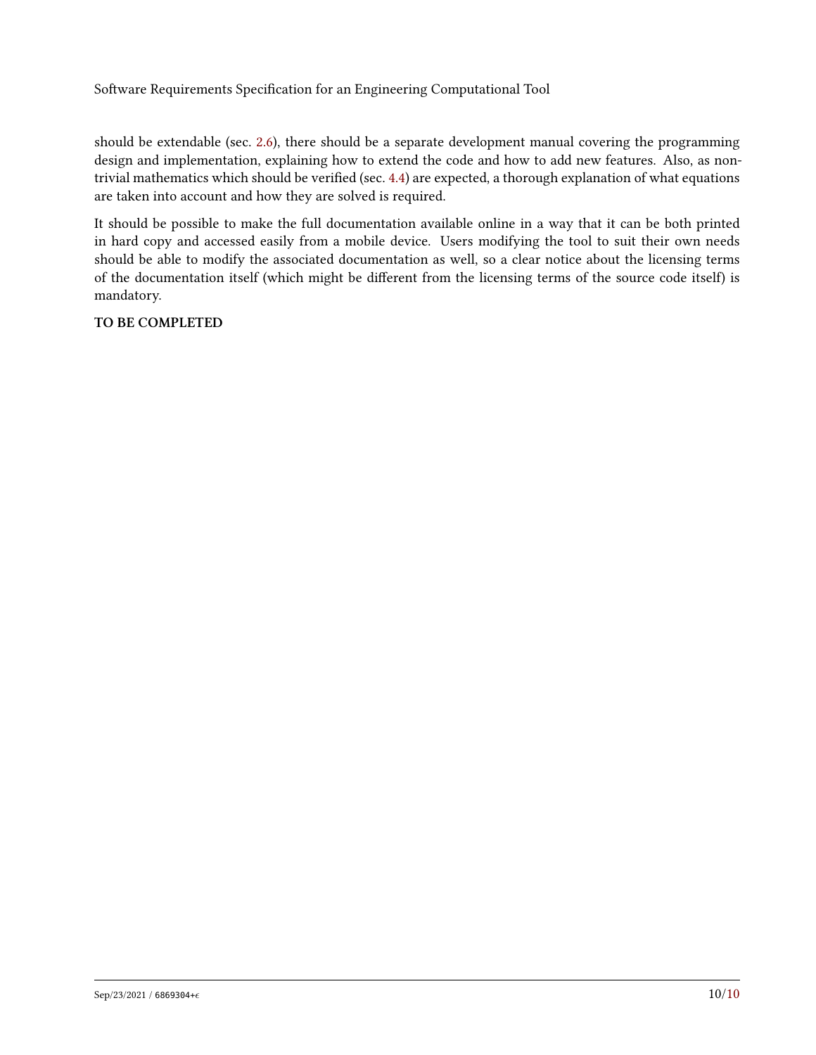should be extendable (sec. 2.6), there should be a separate development manual covering the programming design and implementation, explaining how to extend the code and how to add new features. Also, as non-trivial mathematics which should be verified (sec. 4.4) are expected, a thorough explanation of what equations are taken into account and how they are solved is required.

It should be possible to make the full documentation available online in a way that it can be both printed in hard copy and accessed easily from a mobile device. Users modifying the tool to suit their own needs should be able to modify the associated documentation as well, so a clear notice about the licensing terms of the documentation itself (which might be different from the licensing terms of the source code itself) is mandatory.

**TO BE COMPLETED**